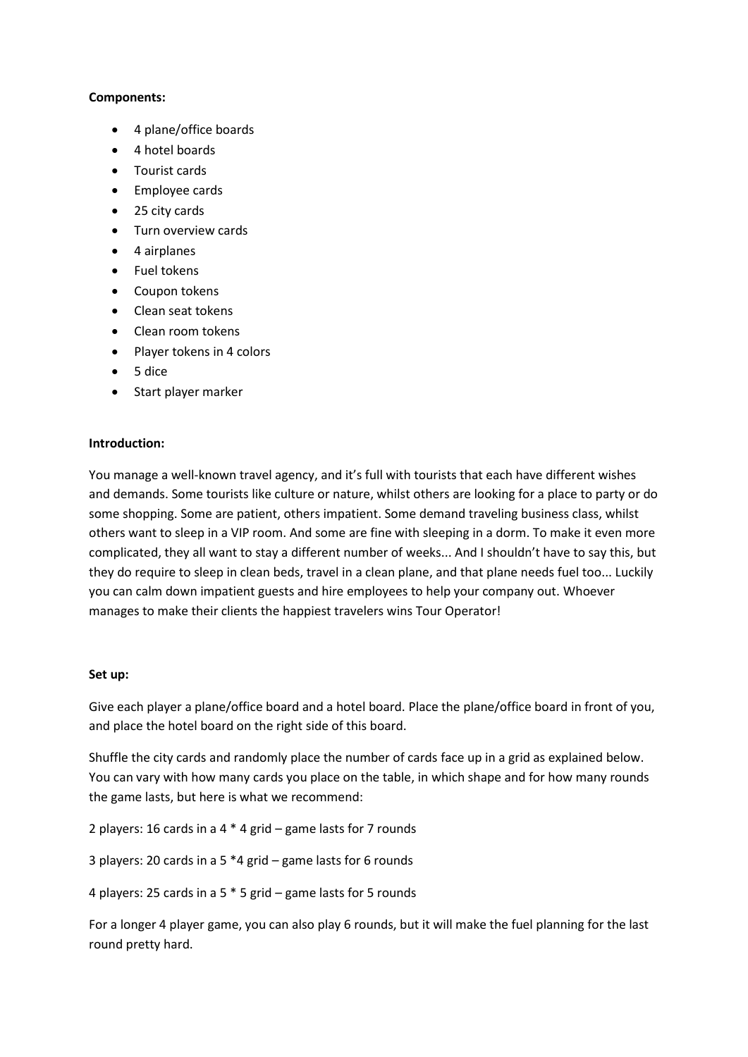**Components:**

- 4 plane/office boards
- 4 hotel boards
- Tourist cards
- Employee cards
- 25 city cards
- Turn overview cards
- 4 airplanes
- Fuel tokens
- Coupon tokens
- Clean seat tokens
- Clean room tokens
- Player tokens in 4 colors
- 5 dice
- Start player marker

**Introduction:**

You manage a well-known travel agency, and it's full with tourists that each have different wishes and demands. Some tourists like culture or nature, whilst others are looking for a place to party or do some shopping. Some are patient, others impatient. Some demand traveling business class, whilst others want to sleep in a VIP room. And some are fine with sleeping in a dorm. To make it even more complicated, they all want to stay a different number of weeks... And I shouldn't have to say this, but they do require to sleep in clean beds, travel in a clean plane, and that plane needs fuel too... Luckily you can calm down impatient guests and hire employees to help your company out. Whoever manages to make their clients the happiest travelers wins Tour Operator!

**Set up:**

Give each player a plane/office board and a hotel board. Place the plane/office board in front of you, and place the hotel board on the right side of this board.

Shuffle the city cards and randomly place the number of cards face up in a grid as explained below. You can vary with how many cards you place on the table, in which shape and for how many rounds the game lasts, but here is what we recommend:

2 players: 16 cards in a 4 * 4 grid – game lasts for 7 rounds

3 players: 20 cards in a 5 *4 grid – game lasts for 6 rounds

4 players: 25 cards in a 5 * 5 grid – game lasts for 5 rounds

For a longer 4 player game, you can also play 6 rounds, but it will make the fuel planning for the last round pretty hard.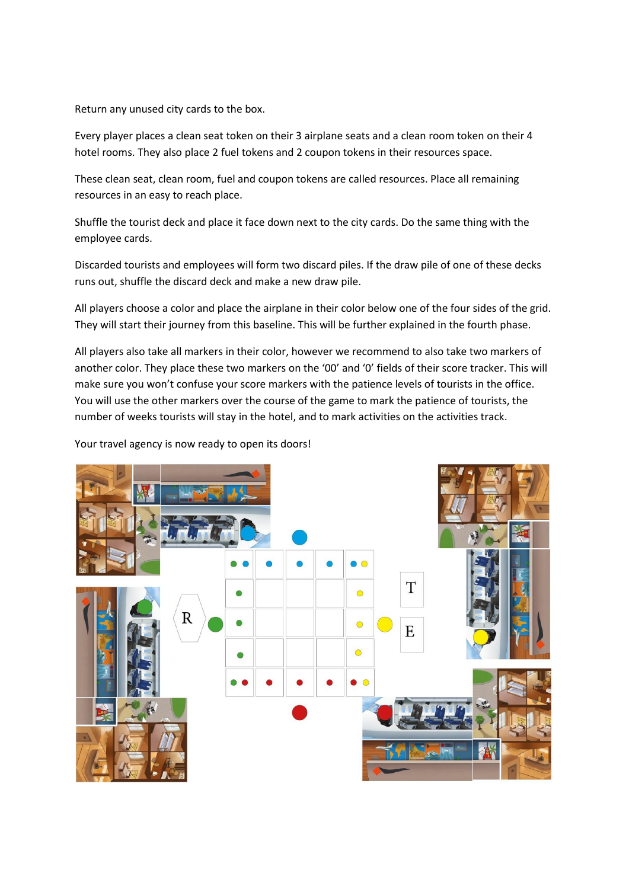Return any unused city cards to the box.

Every player places a clean seat token on their 3 airplane seats and a clean room token on their 4 hotel rooms. They also place 2 fuel tokens and 2 coupon tokens in their resources space.

These clean seat, clean room, fuel and coupon tokens are called resources. Place all remaining resources in an easy to reach place.

Shuffle the tourist deck and place it face down next to the city cards. Do the same thing with the employee cards.

Discarded tourists and employees will form two discard piles. If the draw pile of one of these decks runs out, shuffle the discard deck and make a new draw pile.

All players choose a color and place the airplane in their color below one of the four sides of the grid. They will start their journey from this baseline. This will be further explained in the fourth phase.

All players also take all markers in their color, however we recommend to also take two markers of another color. They place these two markers on the '00' and '0' fields of their score tracker. This will make sure you won't confuse your score markers with the patience levels of tourists in the office. You will use the other markers over the course of the game to mark the patience of tourists, the number of weeks tourists will stay in the hotel, and to mark activities on the activities track.

Your travel agency is now ready to open its doors!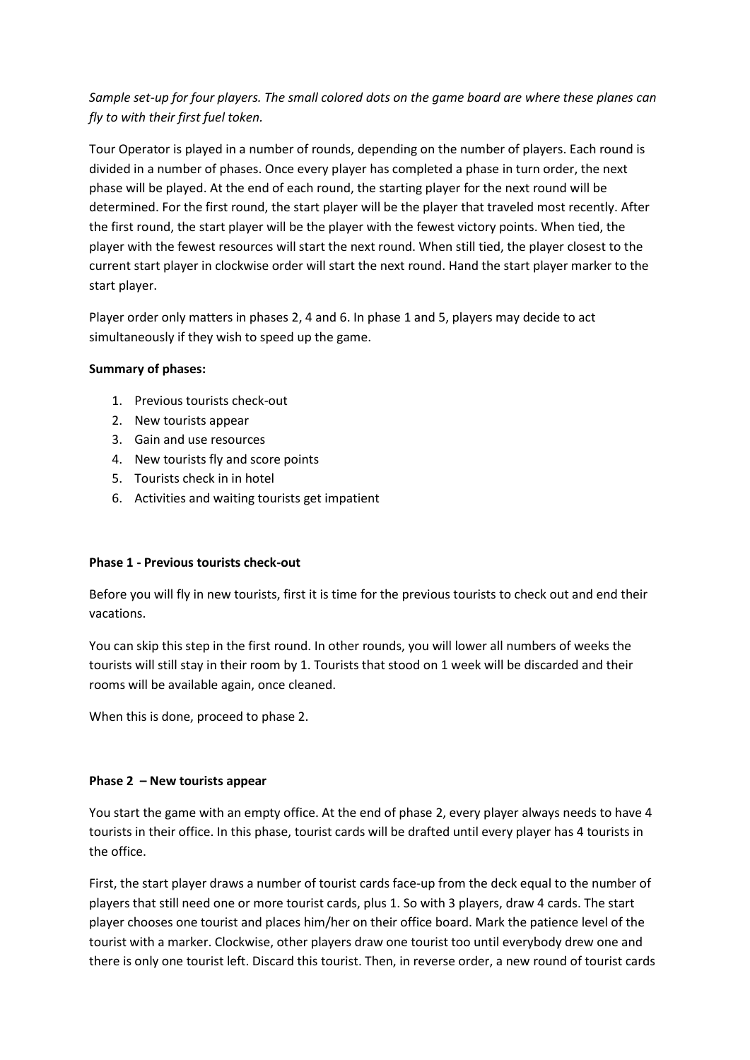*Sample set-up for four players. The small colored dots on the game board are where these planes can fly to with their first fuel token.*

Tour Operator is played in a number of rounds, depending on the number of players. Each round is divided in a number of phases. Once every player has completed a phase in turn order, the next phase will be played. At the end of each round, the starting player for the next round will be determined. For the first round, the start player will be the player that traveled most recently. After the first round, the start player will be the player with the fewest victory points. When tied, the player with the fewest resources will start the next round. When still tied, the player closest to the current start player in clockwise order will start the next round. Hand the start player marker to the start player.

Player order only matters in phases 2, 4 and 6. In phase 1 and 5, players may decide to act simultaneously if they wish to speed up the game.

**Summary of phases:**

1. Previous tourists check-out
2. New tourists appear
3. Gain and use resources
4. New tourists fly and score points
5. Tourists check in in hotel
6. Activities and waiting tourists get impatient

**Phase 1 - Previous tourists check-out**

Before you will fly in new tourists, first it is time for the previous tourists to check out and end their vacations.

You can skip this step in the first round. In other rounds, you will lower all numbers of weeks the tourists will still stay in their room by 1. Tourists that stood on 1 week will be discarded and their rooms will be available again, once cleaned.

When this is done, proceed to phase 2.

**Phase 2 – New tourists appear**

You start the game with an empty office. At the end of phase 2, every player always needs to have 4 tourists in their office. In this phase, tourist cards will be drafted until every player has 4 tourists in the office.

First, the start player draws a number of tourist cards face-up from the deck equal to the number of players that still need one or more tourist cards, plus 1. So with 3 players, draw 4 cards. The start player chooses one tourist and places him/her on their office board. Mark the patience level of the tourist with a marker. Clockwise, other players draw one tourist too until everybody drew one and there is only one tourist left. Discard this tourist. Then, in reverse order, a new round of tourist cards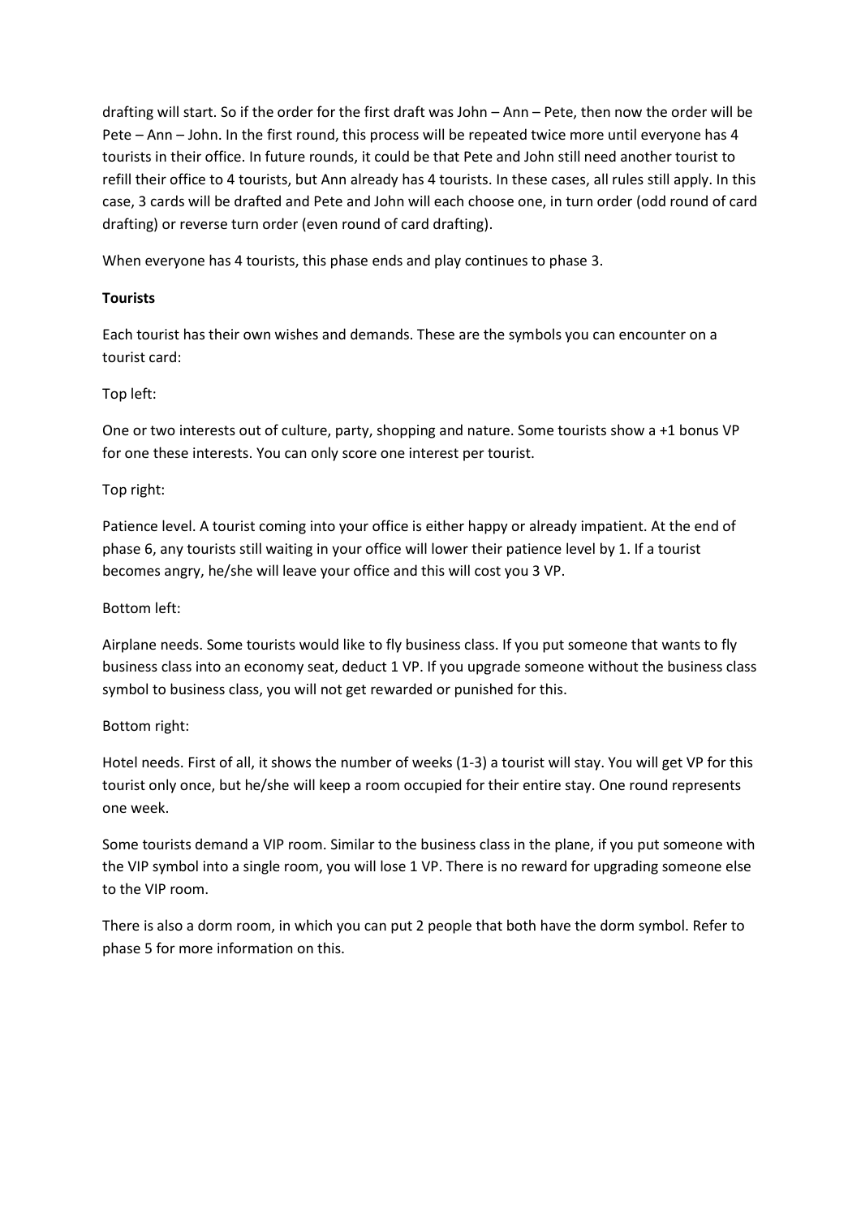drafting will start. So if the order for the first draft was John – Ann – Pete, then now the order will be Pete – Ann – John. In the first round, this process will be repeated twice more until everyone has 4 tourists in their office. In future rounds, it could be that Pete and John still need another tourist to refill their office to 4 tourists, but Ann already has 4 tourists. In these cases, all rules still apply. In this case, 3 cards will be drafted and Pete and John will each choose one, in turn order (odd round of card drafting) or reverse turn order (even round of card drafting).

When everyone has 4 tourists, this phase ends and play continues to phase 3.

**Tourists**

Each tourist has their own wishes and demands. These are the symbols you can encounter on a tourist card:

Top left:

One or two interests out of culture, party, shopping and nature. Some tourists show a +1 bonus VP for one these interests. You can only score one interest per tourist.

Top right:

Patience level. A tourist coming into your office is either happy or already impatient. At the end of phase 6, any tourists still waiting in your office will lower their patience level by 1. If a tourist becomes angry, he/she will leave your office and this will cost you 3 VP.

Bottom left:

Airplane needs. Some tourists would like to fly business class. If you put someone that wants to fly business class into an economy seat, deduct 1 VP. If you upgrade someone without the business class symbol to business class, you will not get rewarded or punished for this.

Bottom right:

Hotel needs. First of all, it shows the number of weeks (1-3) a tourist will stay. You will get VP for this tourist only once, but he/she will keep a room occupied for their entire stay. One round represents one week.

Some tourists demand a VIP room. Similar to the business class in the plane, if you put someone with the VIP symbol into a single room, you will lose 1 VP. There is no reward for upgrading someone else to the VIP room.

There is also a dorm room, in which you can put 2 people that both have the dorm symbol. Refer to phase 5 for more information on this.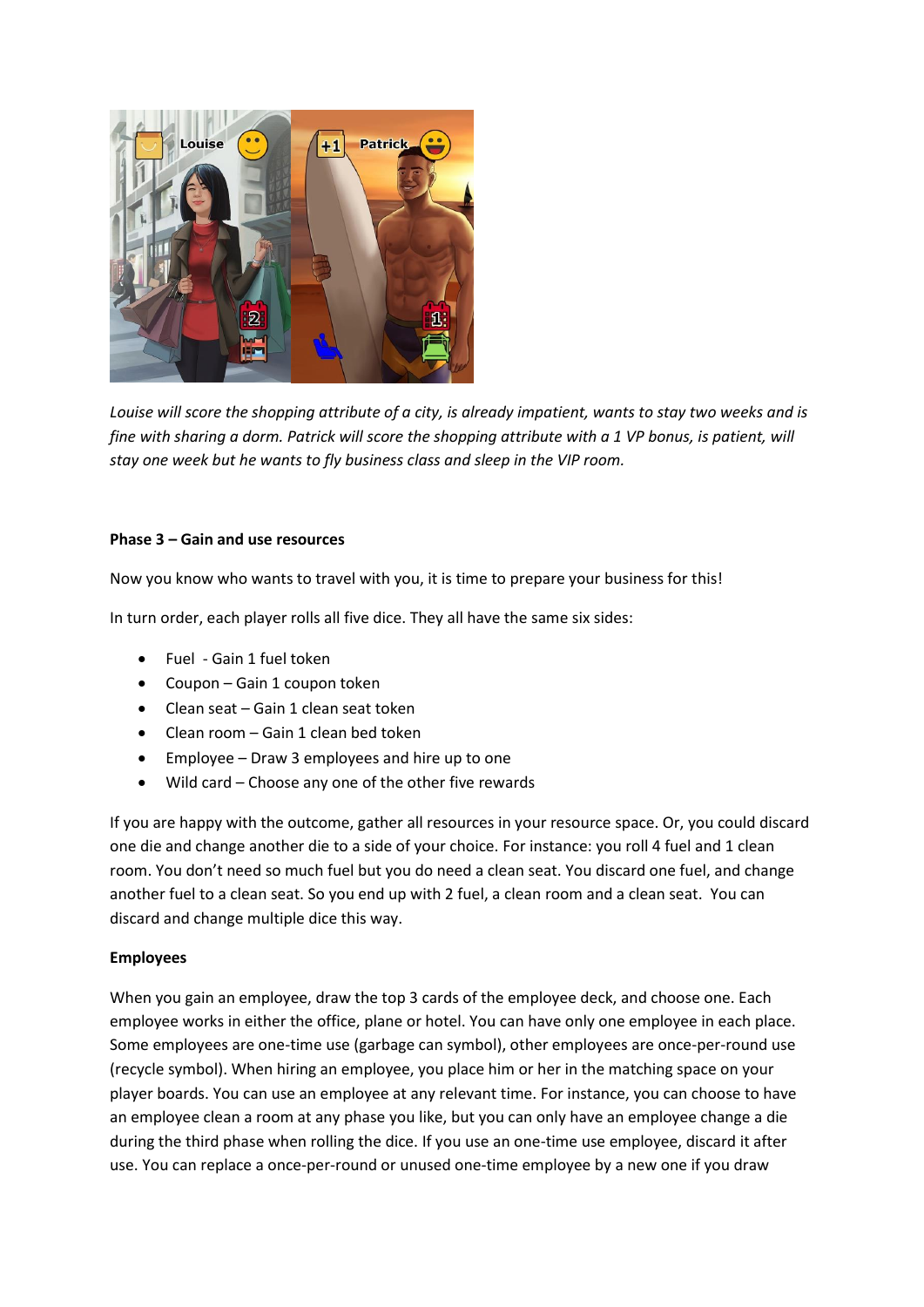*Louise will score the shopping attribute of a city, is already impatient, wants to stay two weeks and is fine with sharing a dorm. Patrick will score the shopping attribute with a 1 VP bonus, is patient, will stay one week but he wants to fly business class and sleep in the VIP room.*

**Phase 3 – Gain and use resources**

Now you know who wants to travel with you, it is time to prepare your business for this!

In turn order, each player rolls all five dice. They all have the same six sides:

- Fuel - Gain 1 fuel token
- Coupon – Gain 1 coupon token
- Clean seat – Gain 1 clean seat token
- Clean room – Gain 1 clean bed token
- Employee – Draw 3 employees and hire up to one
- Wild card – Choose any one of the other five rewards

If you are happy with the outcome, gather all resources in your resource space. Or, you could discard one die and change another die to a side of your choice. For instance: you roll 4 fuel and 1 clean room. You don't need so much fuel but you do need a clean seat. You discard one fuel, and change another fuel to a clean seat. So you end up with 2 fuel, a clean room and a clean seat. You can discard and change multiple dice this way.

**Employees**

When you gain an employee, draw the top 3 cards of the employee deck, and choose one. Each employee works in either the office, plane or hotel. You can have only one employee in each place. Some employees are one-time use (garbage can symbol), other employees are once-per-round use (recycle symbol). When hiring an employee, you place him or her in the matching space on your player boards. You can use an employee at any relevant time. For instance, you can choose to have an employee clean a room at any phase you like, but you can only have an employee change a die during the third phase when rolling the dice. If you use an one-time use employee, discard it after use. You can replace a once-per-round or unused one-time employee by a new one if you draw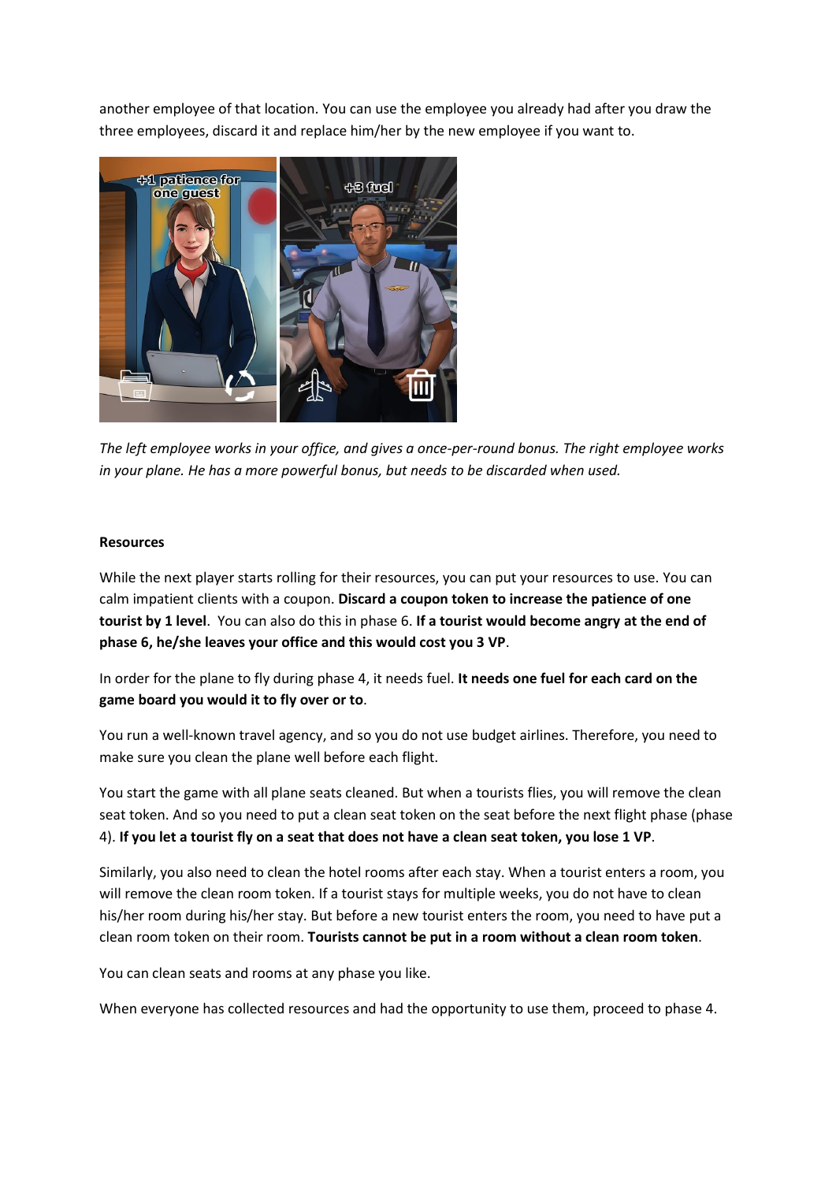another employee of that location. You can use the employee you already had after you draw the three employees, discard it and replace him/her by the new employee if you want to.

*The left employee works in your office, and gives a once-per-round bonus. The right employee works in your plane. He has a more powerful bonus, but needs to be discarded when used.*

**Resources**

While the next player starts rolling for their resources, you can put your resources to use. You can calm impatient clients with a coupon. **Discard a coupon token to increase the patience of one tourist by 1 level**. You can also do this in phase 6. **If a tourist would become angry at the end of phase 6, he/she leaves your office and this would cost you 3 VP**.

In order for the plane to fly during phase 4, it needs fuel. **It needs one fuel for each card on the game board you would it to fly over or to**.

You run a well-known travel agency, and so you do not use budget airlines. Therefore, you need to make sure you clean the plane well before each flight.

You start the game with all plane seats cleaned. But when a tourists flies, you will remove the clean seat token. And so you need to put a clean seat token on the seat before the next flight phase (phase 4). **If you let a tourist fly on a seat that does not have a clean seat token, you lose 1 VP**.

Similarly, you also need to clean the hotel rooms after each stay. When a tourist enters a room, you will remove the clean room token. If a tourist stays for multiple weeks, you do not have to clean his/her room during his/her stay. But before a new tourist enters the room, you need to have put a clean room token on their room. **Tourists cannot be put in a room without a clean room token**.

You can clean seats and rooms at any phase you like.

When everyone has collected resources and had the opportunity to use them, proceed to phase 4.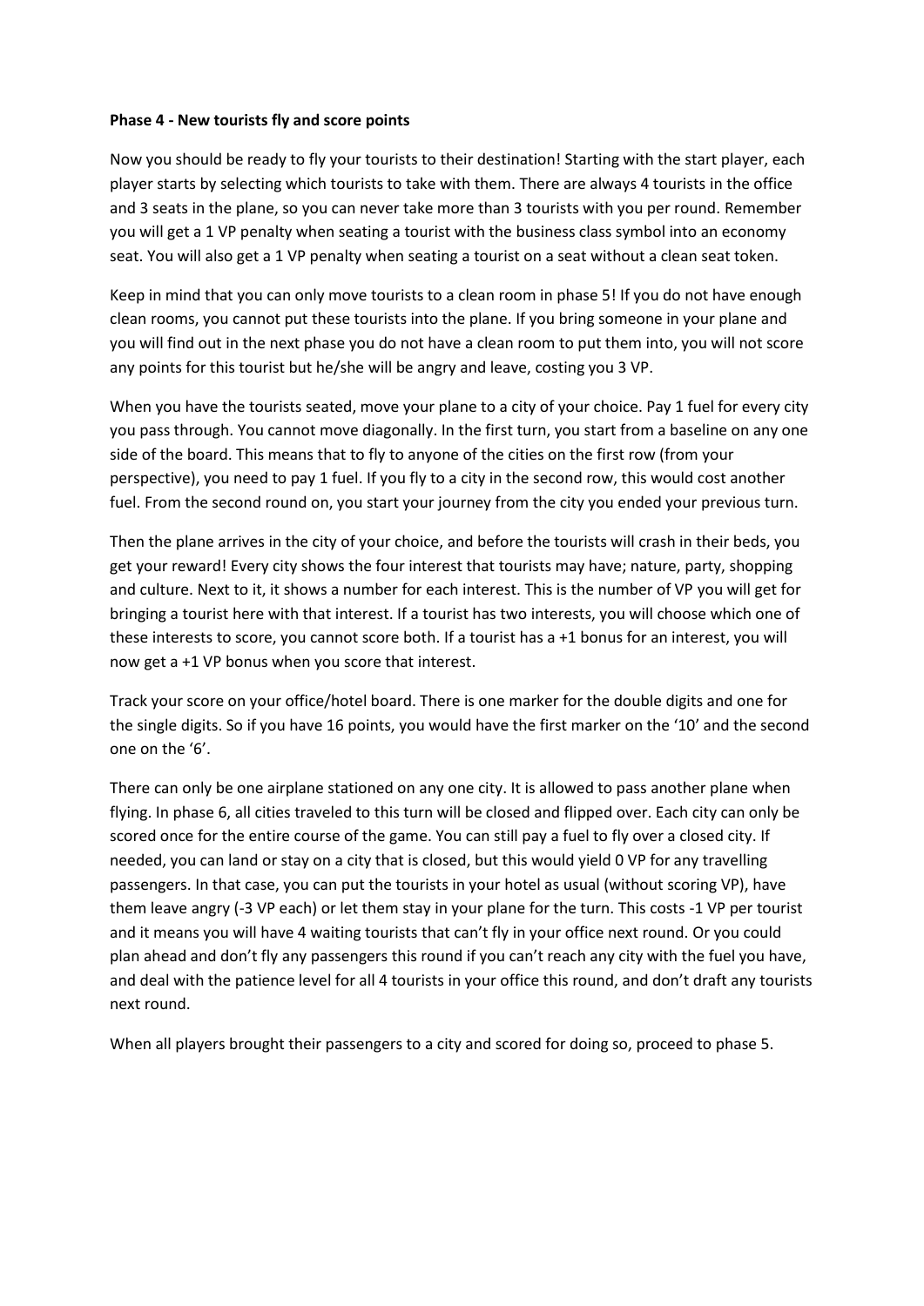**Phase 4 - New tourists fly and score points**

Now you should be ready to fly your tourists to their destination! Starting with the start player, each player starts by selecting which tourists to take with them. There are always 4 tourists in the office and 3 seats in the plane, so you can never take more than 3 tourists with you per round. Remember you will get a 1 VP penalty when seating a tourist with the business class symbol into an economy seat. You will also get a 1 VP penalty when seating a tourist on a seat without a clean seat token.

Keep in mind that you can only move tourists to a clean room in phase 5! If you do not have enough clean rooms, you cannot put these tourists into the plane. If you bring someone in your plane and you will find out in the next phase you do not have a clean room to put them into, you will not score any points for this tourist but he/she will be angry and leave, costing you 3 VP.

When you have the tourists seated, move your plane to a city of your choice. Pay 1 fuel for every city you pass through. You cannot move diagonally. In the first turn, you start from a baseline on any one side of the board. This means that to fly to anyone of the cities on the first row (from your perspective), you need to pay 1 fuel. If you fly to a city in the second row, this would cost another fuel. From the second round on, you start your journey from the city you ended your previous turn.

Then the plane arrives in the city of your choice, and before the tourists will crash in their beds, you get your reward! Every city shows the four interest that tourists may have; nature, party, shopping and culture. Next to it, it shows a number for each interest. This is the number of VP you will get for bringing a tourist here with that interest. If a tourist has two interests, you will choose which one of these interests to score, you cannot score both. If a tourist has a +1 bonus for an interest, you will now get a +1 VP bonus when you score that interest.

Track your score on your office/hotel board. There is one marker for the double digits and one for the single digits. So if you have 16 points, you would have the first marker on the '10' and the second one on the '6'.

There can only be one airplane stationed on any one city. It is allowed to pass another plane when flying. In phase 6, all cities traveled to this turn will be closed and flipped over. Each city can only be scored once for the entire course of the game. You can still pay a fuel to fly over a closed city. If needed, you can land or stay on a city that is closed, but this would yield 0 VP for any travelling passengers. In that case, you can put the tourists in your hotel as usual (without scoring VP), have them leave angry (-3 VP each) or let them stay in your plane for the turn. This costs -1 VP per tourist and it means you will have 4 waiting tourists that can't fly in your office next round. Or you could plan ahead and don't fly any passengers this round if you can't reach any city with the fuel you have, and deal with the patience level for all 4 tourists in your office this round, and don't draft any tourists next round.

When all players brought their passengers to a city and scored for doing so, proceed to phase 5.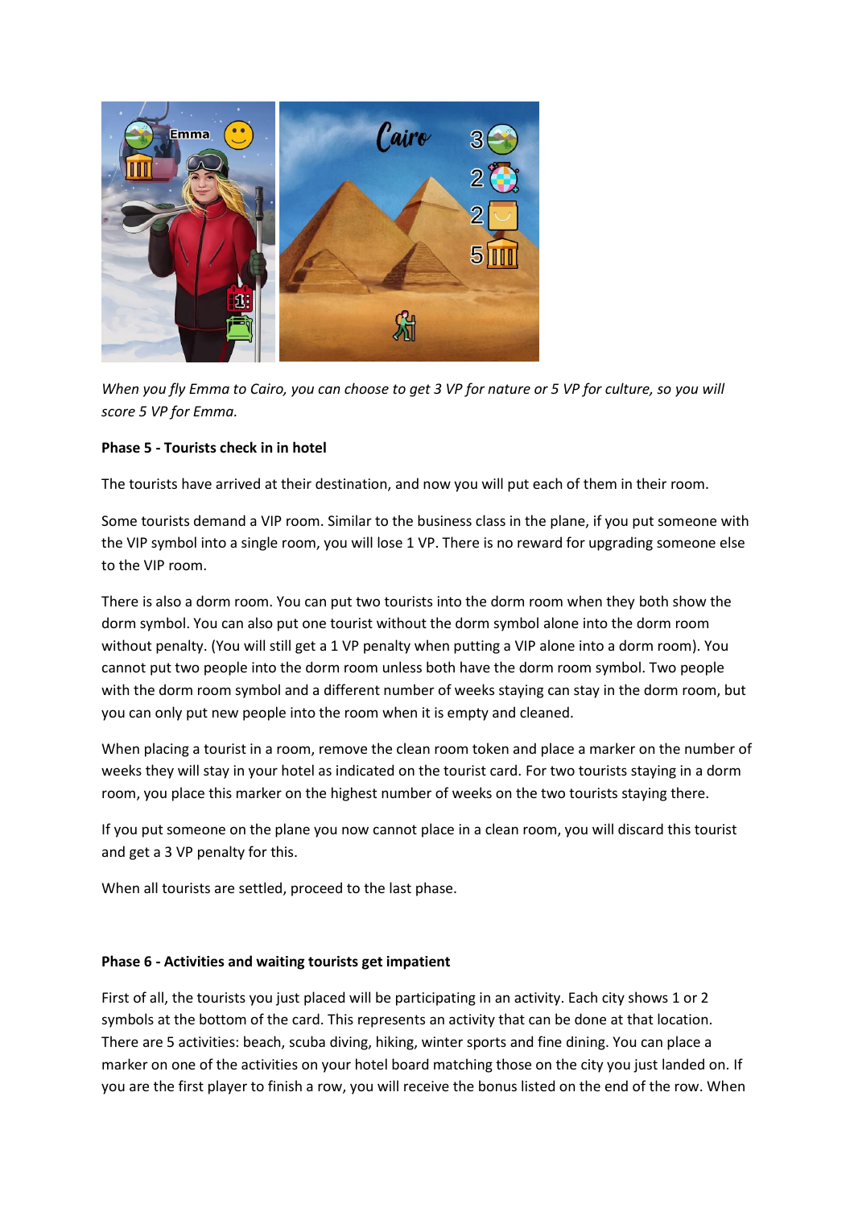*When you fly Emma to Cairo, you can choose to get 3 VP for nature or 5 VP for culture, so you will score 5 VP for Emma.*

**Phase 5 - Tourists check in in hotel**

The tourists have arrived at their destination, and now you will put each of them in their room.

Some tourists demand a VIP room. Similar to the business class in the plane, if you put someone with the VIP symbol into a single room, you will lose 1 VP. There is no reward for upgrading someone else to the VIP room.

There is also a dorm room. You can put two tourists into the dorm room when they both show the dorm symbol. You can also put one tourist without the dorm symbol alone into the dorm room without penalty. (You will still get a 1 VP penalty when putting a VIP alone into a dorm room). You cannot put two people into the dorm room unless both have the dorm room symbol. Two people with the dorm room symbol and a different number of weeks staying can stay in the dorm room, but you can only put new people into the room when it is empty and cleaned.

When placing a tourist in a room, remove the clean room token and place a marker on the number of weeks they will stay in your hotel as indicated on the tourist card. For two tourists staying in a dorm room, you place this marker on the highest number of weeks on the two tourists staying there.

If you put someone on the plane you now cannot place in a clean room, you will discard this tourist and get a 3 VP penalty for this.

When all tourists are settled, proceed to the last phase.

**Phase 6 - Activities and waiting tourists get impatient**

First of all, the tourists you just placed will be participating in an activity. Each city shows 1 or 2 symbols at the bottom of the card. This represents an activity that can be done at that location. There are 5 activities: beach, scuba diving, hiking, winter sports and fine dining. You can place a marker on one of the activities on your hotel board matching those on the city you just landed on. If you are the first player to finish a row, you will receive the bonus listed on the end of the row. When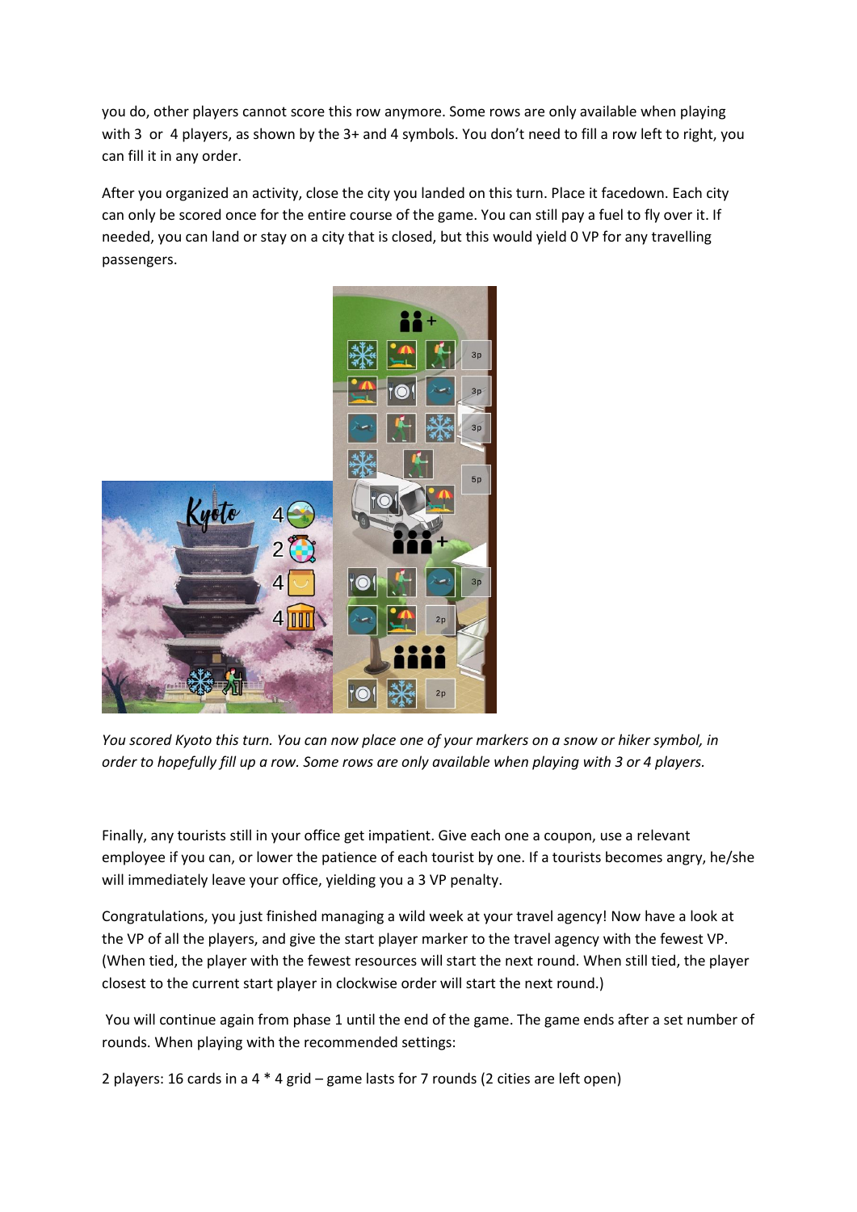you do, other players cannot score this row anymore. Some rows are only available when playing with 3 or 4 players, as shown by the 3+ and 4 symbols. You don't need to fill a row left to right, you can fill it in any order.

After you organized an activity, close the city you landed on this turn. Place it facedown. Each city can only be scored once for the entire course of the game. You can still pay a fuel to fly over it. If needed, you can land or stay on a city that is closed, but this would yield 0 VP for any travelling passengers.

*You scored Kyoto this turn. You can now place one of your markers on a snow or hiker symbol, in order to hopefully fill up a row. Some rows are only available when playing with 3 or 4 players.*

Finally, any tourists still in your office get impatient. Give each one a coupon, use a relevant employee if you can, or lower the patience of each tourist by one. If a tourists becomes angry, he/she will immediately leave your office, yielding you a 3 VP penalty.

Congratulations, you just finished managing a wild week at your travel agency! Now have a look at the VP of all the players, and give the start player marker to the travel agency with the fewest VP. (When tied, the player with the fewest resources will start the next round. When still tied, the player closest to the current start player in clockwise order will start the next round.)

You will continue again from phase 1 until the end of the game. The game ends after a set number of rounds. When playing with the recommended settings:

2 players: 16 cards in a 4 * 4 grid – game lasts for 7 rounds (2 cities are left open)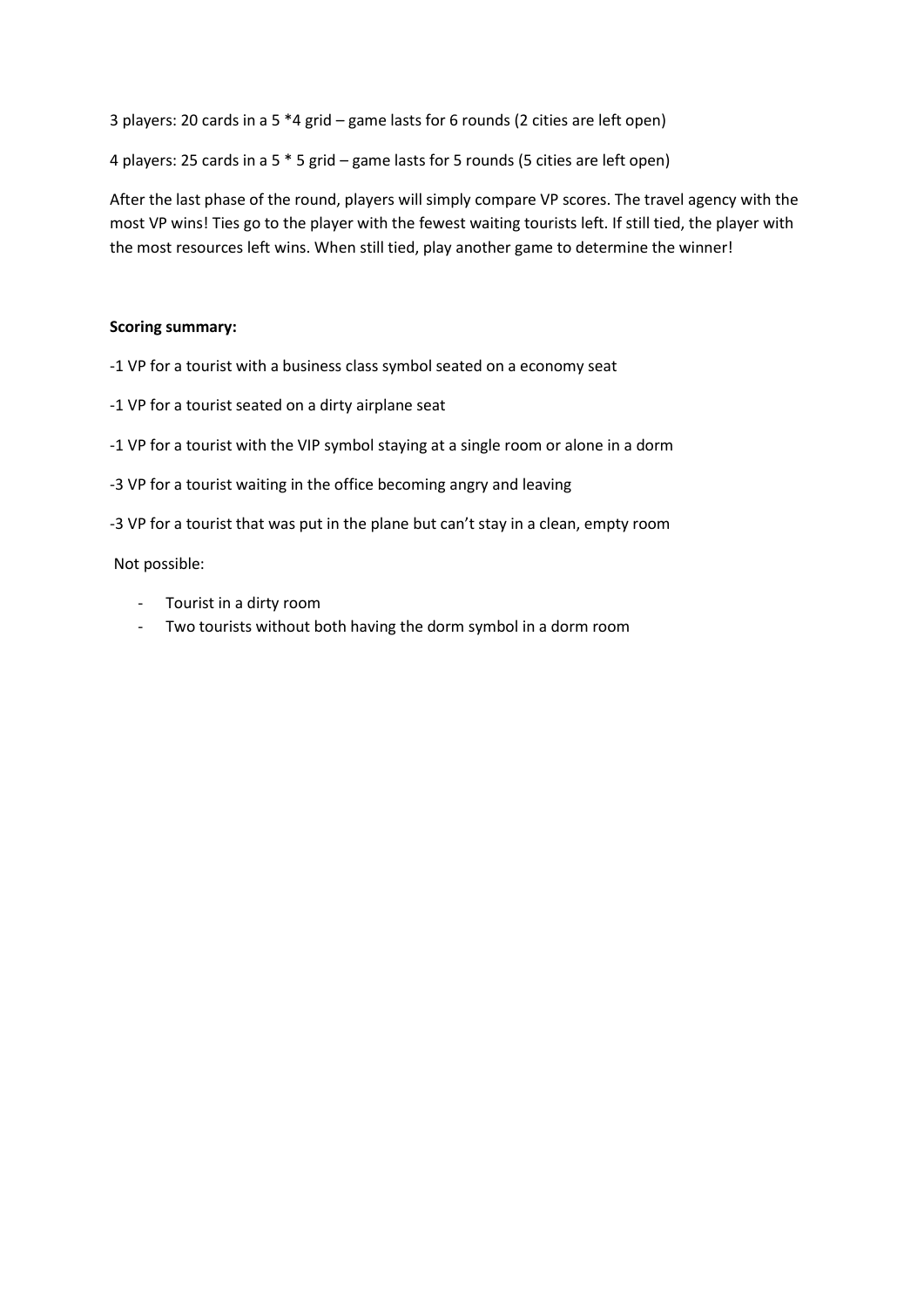3 players: 20 cards in a 5 *4 grid – game lasts for 6 rounds (2 cities are left open)

4 players: 25 cards in a 5 * 5 grid – game lasts for 5 rounds (5 cities are left open)

After the last phase of the round, players will simply compare VP scores. The travel agency with the most VP wins! Ties go to the player with the fewest waiting tourists left. If still tied, the player with the most resources left wins. When still tied, play another game to determine the winner!

**Scoring summary:**

-1 VP for a tourist with a business class symbol seated on a economy seat

-1 VP for a tourist seated on a dirty airplane seat

-1 VP for a tourist with the VIP symbol staying at a single room or alone in a dorm

-3 VP for a tourist waiting in the office becoming angry and leaving

-3 VP for a tourist that was put in the plane but can't stay in a clean, empty room

Not possible:

- Tourist in a dirty room
- Two tourists without both having the dorm symbol in a dorm room